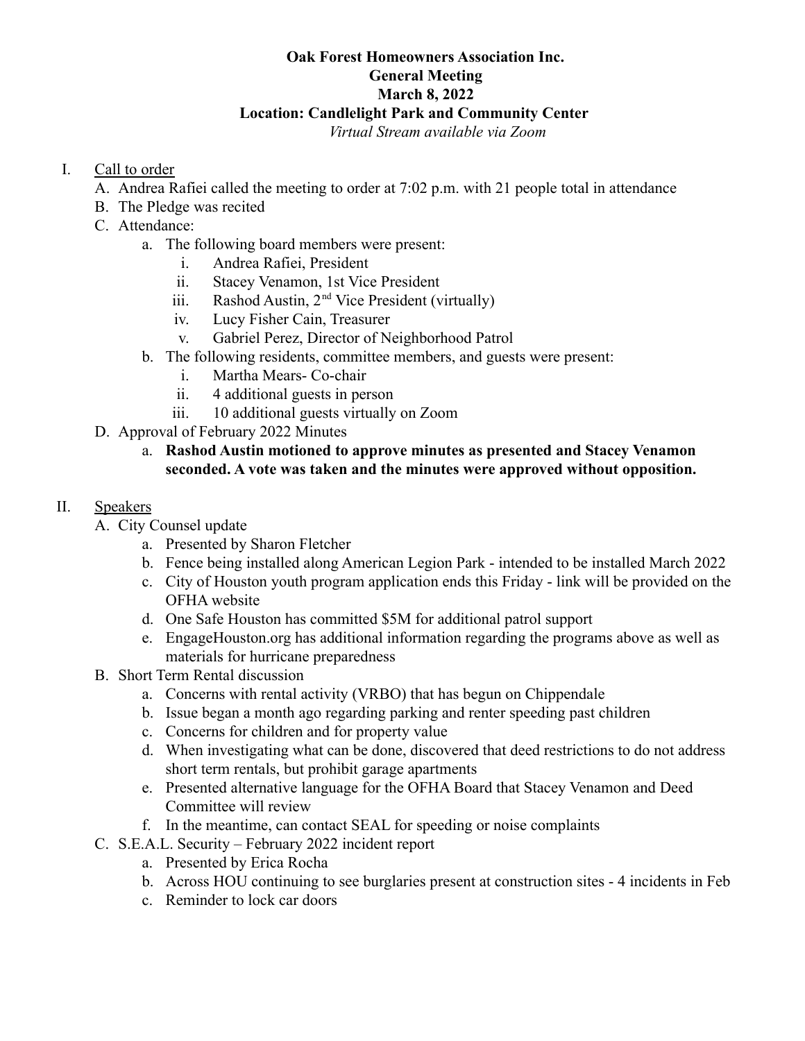**Oak Forest Homeowners Association Inc.**
**General Meeting**
**March 8, 2022**
**Location: Candlelight Park and Community Center**
*Virtual Stream available via Zoom*

I. Call to order
   - A. Andrea Rafiei called the meeting to order at 7:02 p.m. with 21 people total in attendance
   - B. The Pledge was recited
   - C. Attendance:
     - a. The following board members were present:
       - i. Andrea Rafiei, President
       - ii. Stacey Venamon, 1st Vice President
       - iii. Rashod Austin, 2nd Vice President (virtually)
       - iv. Lucy Fisher Cain, Treasurer
       - v. Gabriel Perez, Director of Neighborhood Patrol
     - b. The following residents, committee members, and guests were present:
       - i. Martha Mears- Co-chair
       - ii. 4 additional guests in person
       - iii. 10 additional guests virtually on Zoom
   - D. Approval of February 2022 Minutes
     - a. **Rashod Austin motioned to approve minutes as presented and Stacey Venamon seconded. A vote was taken and the minutes were approved without opposition.**

II. Speakers
   - A. City Counsel update
     - a. Presented by Sharon Fletcher
     - b. Fence being installed along American Legion Park - intended to be installed March 2022
     - c. City of Houston youth program application ends this Friday - link will be provided on the OFHA website
     - d. One Safe Houston has committed $5M for additional patrol support
     - e. EngageHouston.org has additional information regarding the programs above as well as materials for hurricane preparedness
   - B. Short Term Rental discussion
     - a. Concerns with rental activity (VRBO) that has begun on Chippendale
     - b. Issue began a month ago regarding parking and renter speeding past children
     - c. Concerns for children and for property value
     - d. When investigating what can be done, discovered that deed restrictions to do not address short term rentals, but prohibit garage apartments
     - e. Presented alternative language for the OFHA Board that Stacey Venamon and Deed Committee will review
     - f. In the meantime, can contact SEAL for speeding or noise complaints
   - C. S.E.A.L. Security – February 2022 incident report
     - a. Presented by Erica Rocha
     - b. Across HOU continuing to see burglaries present at construction sites - 4 incidents in Feb
     - c. Reminder to lock car doors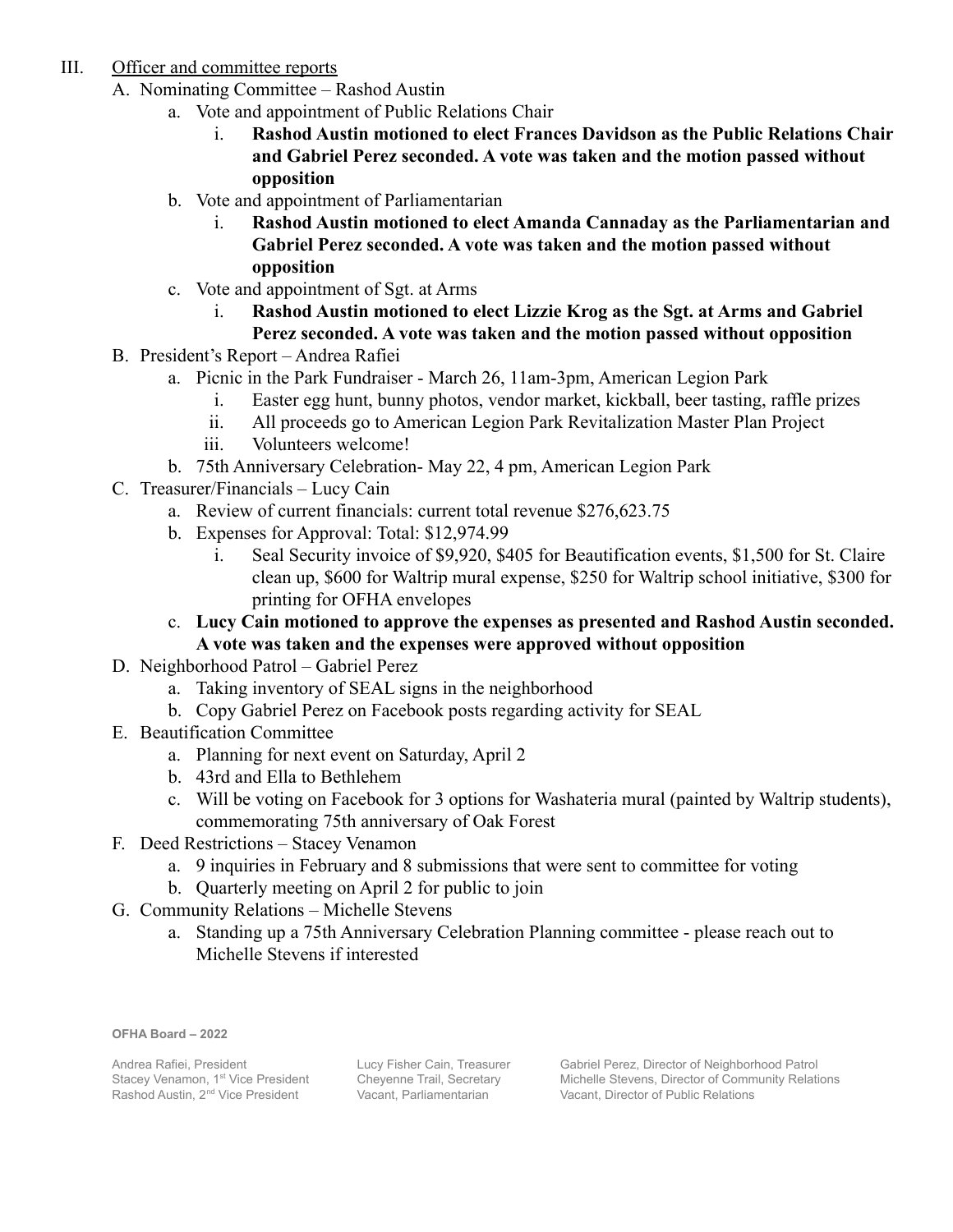III. Officer and committee reports

A. Nominating Committee – Rashod Austin

a. Vote and appointment of Public Relations Chair

i. **Rashod Austin motioned to elect Frances Davidson as the Public Relations Chair and Gabriel Perez seconded. A vote was taken and the motion passed without opposition**

b. Vote and appointment of Parliamentarian

i. **Rashod Austin motioned to elect Amanda Cannaday as the Parliamentarian and Gabriel Perez seconded. A vote was taken and the motion passed without opposition**

c. Vote and appointment of Sgt. at Arms

i. **Rashod Austin motioned to elect Lizzie Krog as the Sgt. at Arms and Gabriel Perez seconded. A vote was taken and the motion passed without opposition**

B. President's Report – Andrea Rafiei

a. Picnic in the Park Fundraiser - March 26, 11am-3pm, American Legion Park

i. Easter egg hunt, bunny photos, vendor market, kickball, beer tasting, raffle prizes

ii. All proceeds go to American Legion Park Revitalization Master Plan Project

iii. Volunteers welcome!

b. 75th Anniversary Celebration- May 22, 4 pm, American Legion Park

C. Treasurer/Financials – Lucy Cain

a. Review of current financials: current total revenue $276,623.75

b. Expenses for Approval: Total: $12,974.99

i. Seal Security invoice of $9,920, $405 for Beautification events, $1,500 for St. Claire clean up, $600 for Waltrip mural expense, $250 for Waltrip school initiative, $300 for printing for OFHA envelopes

c. **Lucy Cain motioned to approve the expenses as presented and Rashod Austin seconded. A vote was taken and the expenses were approved without opposition**

D. Neighborhood Patrol – Gabriel Perez

a. Taking inventory of SEAL signs in the neighborhood

b. Copy Gabriel Perez on Facebook posts regarding activity for SEAL

E. Beautification Committee

a. Planning for next event on Saturday, April 2

b. 43rd and Ella to Bethlehem

c. Will be voting on Facebook for 3 options for Washateria mural (painted by Waltrip students), commemorating 75th anniversary of Oak Forest

F. Deed Restrictions – Stacey Venamon

a. 9 inquiries in February and 8 submissions that were sent to committee for voting

b. Quarterly meeting on April 2 for public to join

G. Community Relations – Michelle Stevens

a. Standing up a 75th Anniversary Celebration Planning committee - please reach out to Michelle Stevens if interested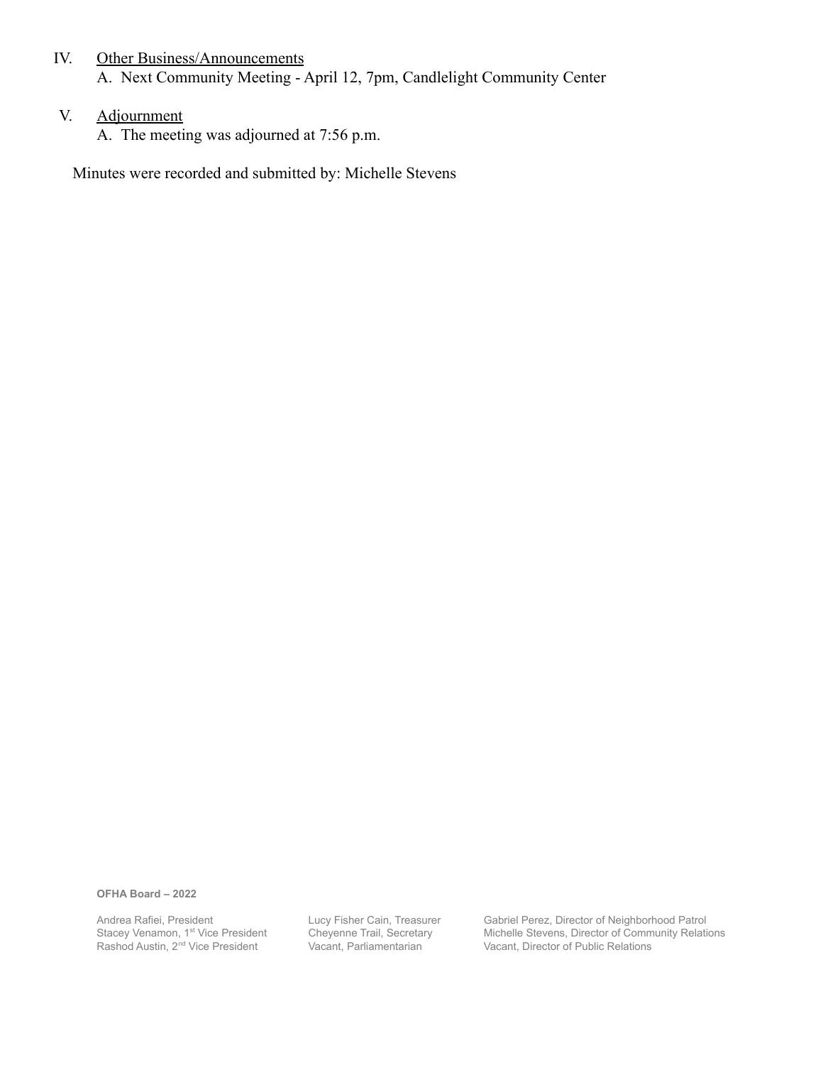IV. Other Business/Announcements

A. Next Community Meeting - April 12, 7pm, Candlelight Community Center

V. Adjournment

A. The meeting was adjourned at 7:56 p.m.

Minutes were recorded and submitted by: Michelle Stevens

**OFHA Board – 2022**

Andrea Rafiei, President
Stacey Venamon, 1st Vice President
Rashod Austin, 2nd Vice President

Lucy Fisher Cain, Treasurer
Cheyenne Trail, Secretary
Vacant, Parliamentarian

Gabriel Perez, Director of Neighborhood Patrol
Michelle Stevens, Director of Community Relations
Vacant, Director of Public Relations